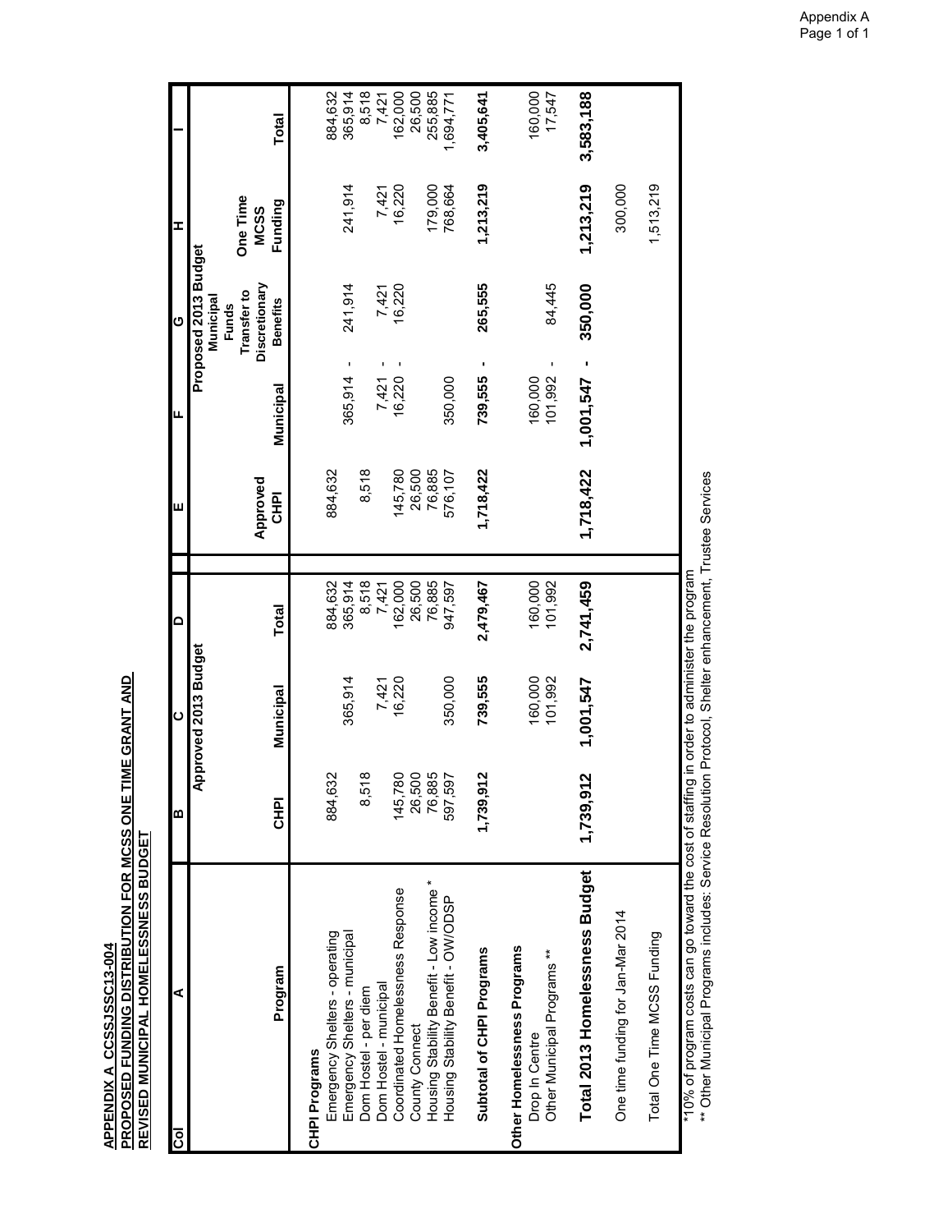**APPENDIX A CCSSJSSC13-004**
**PROPOSED FUNDING DISTRIBUTION FOR MCSS ONE TIME GRANT AND**
**REVISED MUNICIPAL HOMELESSNESS BUDGET**

| Col | A | B | C | D | E | F | G | H | I |
|---|---|---|---|---|---|---|---|---|---|
| | | Approved 2013 Budget | | | Proposed 2013 Budget | | | | |
| | Program | CHPI | Municipal | Total | Approved CHPI | Municipal | Municipal Funds Transfer to Discretionary Benefits | One Time MCSS Funding | Total |
| | **CHPI Programs** | | | | | | | | |
| | Emergency Shelters - operating | 884,632 | | 884,632 | 884,632 | | | | 884,632 |
| | Emergency Shelters - municipal | | 365,914 | 365,914 | | 365,914 - | 241,914 | 241,914 | 365,914 |
| | Dom Hostel - per diem | 8,518 | | 8,518 | 8,518 | | | | 8,518 |
| | Dom Hostel - municipal | | 7,421 | 7,421 | | 7,421 - | 7,421 | 7,421 | 7,421 |
| | Coordinated Homelessness Response | 145,780 | 16,220 | 162,000 | 145,780 | 16,220 - | 16,220 | 16,220 | 162,000 |
| | County Connect | 26,500 | | 26,500 | 26,500 | | | | 26,500 |
| | Housing Stability Benefit - Low income * | 76,885 | | 76,885 | 76,885 | | | 179,000 | 255,885 |
| | Housing Stability Benefit - OW/ODSP | 597,597 | 350,000 | 947,597 | 576,107 | 350,000 | | 768,664 | 1,694,771 |
| | **Subtotal of CHPI Programs** | **1,739,912** | **739,555** | **2,479,467** | **1,718,422** | **739,555 -** | **265,555** | **1,213,219** | **3,405,641** |
| | **Other Homelessness Programs** | | | | | | | | |
| | Drop In Centre | | 160,000 | 160,000 | | 160,000 | | | 160,000 |
| | Other Municipal Programs ** | | 101,992 | 101,992 | | 101,992 - | 84,445 | | 17,547 |
| | **Total 2013 Homelessness Budget** | **1,739,912** | **1,001,547** | **2,741,459** | **1,718,422** | **1,001,547 -** | **350,000** | **1,213,219** | **3,583,188** |
| | One time funding for Jan-Mar 2014 | | | | | | | 300,000 | |
| | Total One Time MCSS Funding | | | | | | | 1,513,219 | |

*10% of program costs can go toward the cost of staffing in order to administer the program
** Other Municipal Programs includes: Service Resolution Protocol, Shelter enhancement, Trustee Services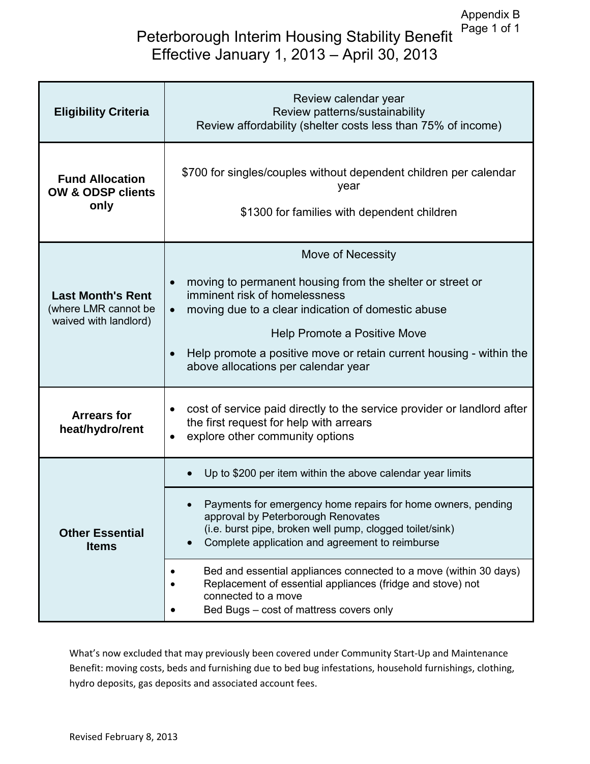Appendix B

# Peterborough Interim Housing Stability Benefit
## Effective January 1, 2013 – April 30, 2013

| | |
|---|---|
| **Eligibility Criteria** | Review calendar year<br>Review patterns/sustainability<br>Review affordability (shelter costs less than 75% of income) |
| **Fund Allocation OW & ODSP clients only** | $700 for singles/couples without dependent children per calendar year<br><br>$1300 for families with dependent children |
| **Last Month's Rent** (where LMR cannot be waived with landlord) | Move of Necessity<br>• moving to permanent housing from the shelter or street or imminent risk of homelessness<br>• moving due to a clear indication of domestic abuse<br>Help Promote a Positive Move<br>• Help promote a positive move or retain current housing - within the above allocations per calendar year |
| **Arrears for heat/hydro/rent** | • cost of service paid directly to the service provider or landlord after the first request for help with arrears<br>• explore other community options |
| **Other Essential Items** | • Up to $200 per item within the above calendar year limits |
| | • Payments for emergency home repairs for home owners, pending approval by Peterborough Renovates (i.e. burst pipe, broken well pump, clogged toilet/sink)<br>• Complete application and agreement to reimburse |
| | • Bed and essential appliances connected to a move (within 30 days)<br>• Replacement of essential appliances (fridge and stove) not connected to a move<br>• Bed Bugs – cost of mattress covers only |

What's now excluded that may previously been covered under Community Start-Up and Maintenance Benefit: moving costs, beds and furnishing due to bed bug infestations, household furnishings, clothing, hydro deposits, gas deposits and associated account fees.

Revised February 8, 2013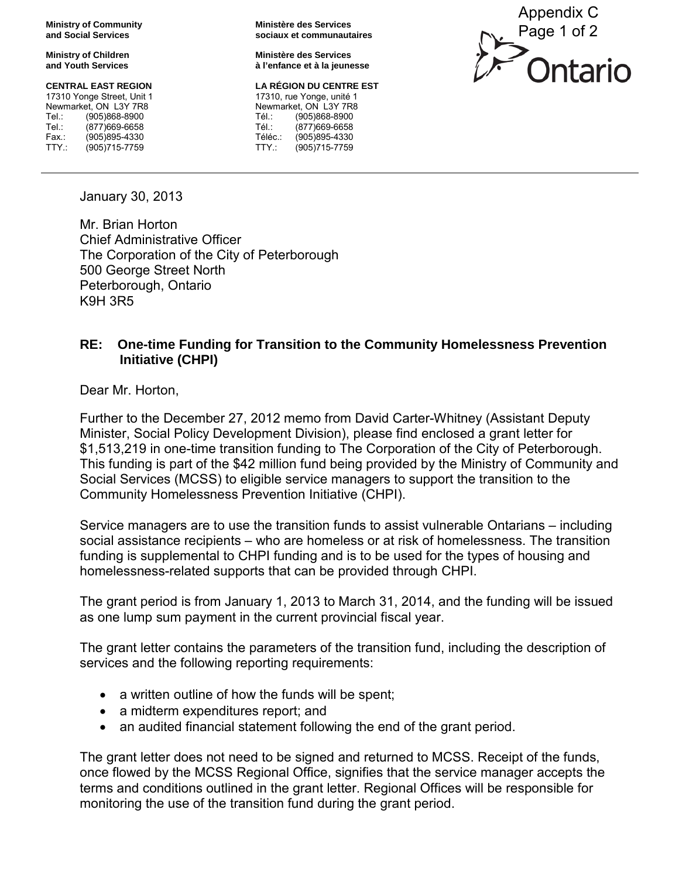Appendix C

**Ministry of Community and Social Services**

**Ministry of Children and Youth Services**

**CENTRAL EAST REGION**
17310 Yonge Street, Unit 1
Newmarket, ON L3Y 7R8
Tel.: (905)868-8900
Tel.: (877)669-6658
Fax.: (905)895-4330
TTY.: (905)715-7759

**Ministère des Services sociaux et communautaires**

**Ministère des Services à l'enfance et à la jeunesse**

**LA RÉGION DU CENTRE EST**
17310, rue Yonge, unité 1
Newmarket, ON L3Y 7R8
Tél.: (905)868-8900
Tél.: (877)669-6658
Téléc.: (905)895-4330
TTY.: (905)715-7759

Ontario

---

January 30, 2013

Mr. Brian Horton
Chief Administrative Officer
The Corporation of the City of Peterborough
500 George Street North
Peterborough, Ontario
K9H 3R5

**RE: One-time Funding for Transition to the Community Homelessness Prevention Initiative (CHPI)**

Dear Mr. Horton,

Further to the December 27, 2012 memo from David Carter-Whitney (Assistant Deputy Minister, Social Policy Development Division), please find enclosed a grant letter for $1,513,219 in one-time transition funding to The Corporation of the City of Peterborough. This funding is part of the $42 million fund being provided by the Ministry of Community and Social Services (MCSS) to eligible service managers to support the transition to the Community Homelessness Prevention Initiative (CHPI).

Service managers are to use the transition funds to assist vulnerable Ontarians – including social assistance recipients – who are homeless or at risk of homelessness. The transition funding is supplemental to CHPI funding and is to be used for the types of housing and homelessness-related supports that can be provided through CHPI.

The grant period is from January 1, 2013 to March 31, 2014, and the funding will be issued as one lump sum payment in the current provincial fiscal year.

The grant letter contains the parameters of the transition fund, including the description of services and the following reporting requirements:

- a written outline of how the funds will be spent;
- a midterm expenditures report; and
- an audited financial statement following the end of the grant period.

The grant letter does not need to be signed and returned to MCSS. Receipt of the funds, once flowed by the MCSS Regional Office, signifies that the service manager accepts the terms and conditions outlined in the grant letter. Regional Offices will be responsible for monitoring the use of the transition fund during the grant period.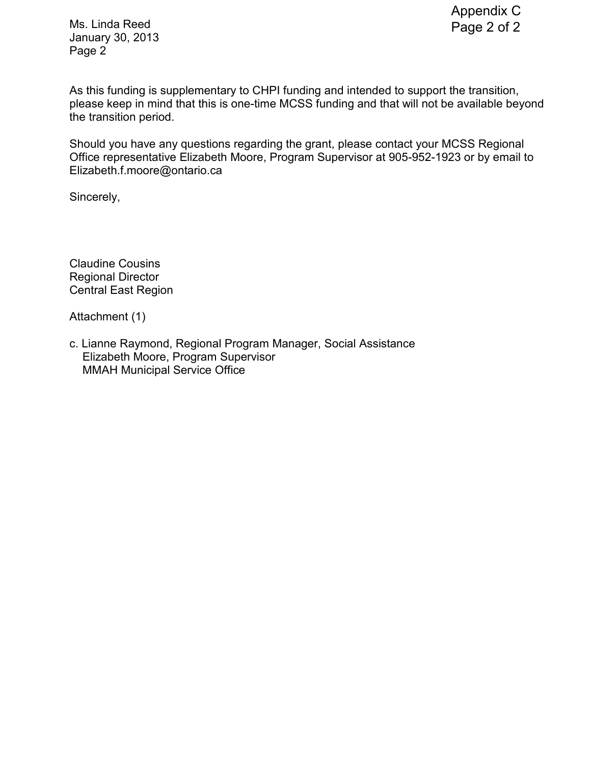Ms. Linda Reed
January 30, 2013
Page 2

As this funding is supplementary to CHPI funding and intended to support the transition, please keep in mind that this is one-time MCSS funding and that will not be available beyond the transition period.

Should you have any questions regarding the grant, please contact your MCSS Regional Office representative Elizabeth Moore, Program Supervisor at 905-952-1923 or by email to Elizabeth.f.moore@ontario.ca

Sincerely,

Claudine Cousins
Regional Director
Central East Region

Attachment (1)

c. Lianne Raymond, Regional Program Manager, Social Assistance
Elizabeth Moore, Program Supervisor
MMAH Municipal Service Office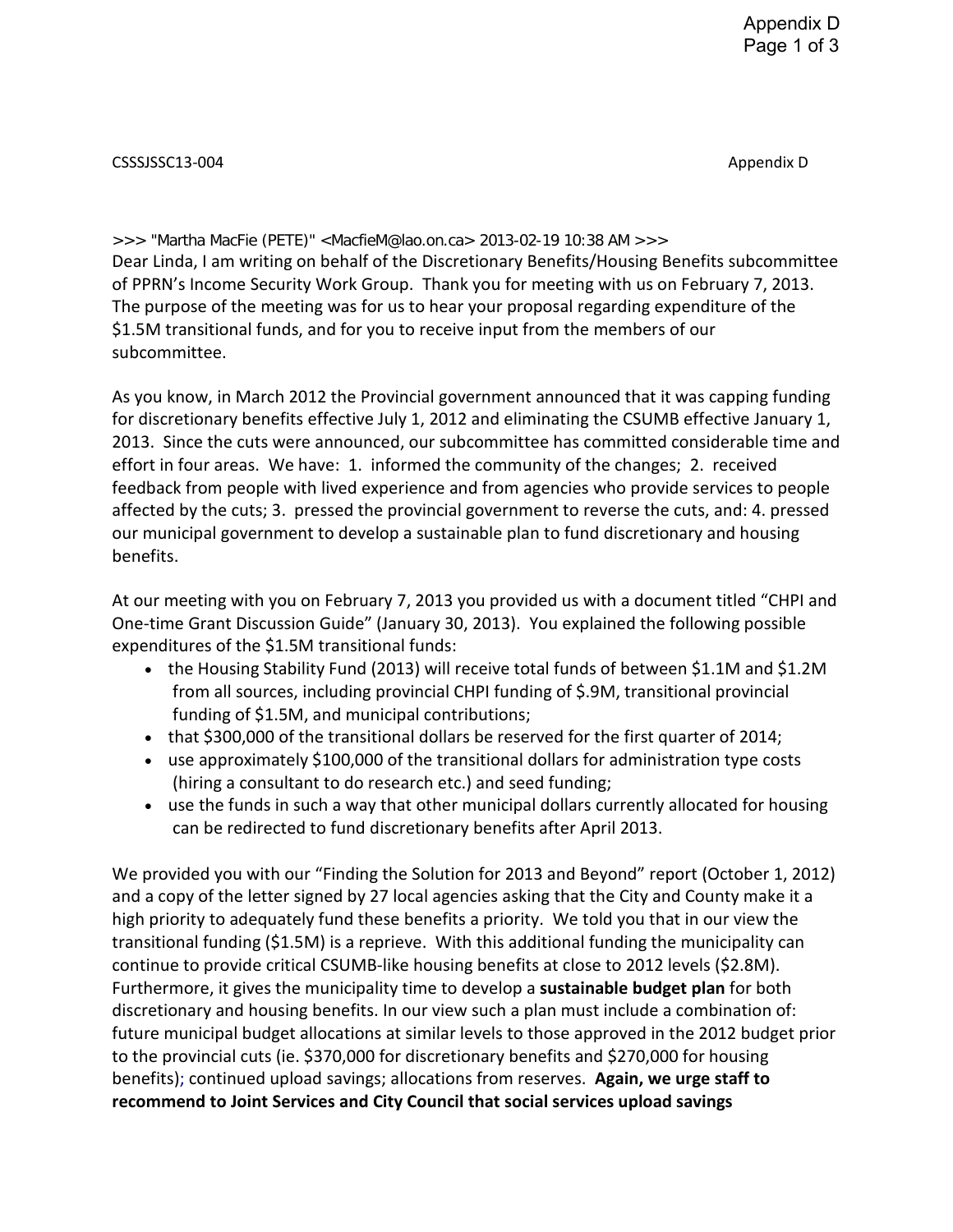CSSSJSSC13-004 Appendix D

>>> "Martha MacFie (PETE)" <MacfieM@lao.on.ca> 2013-02-19 10:38 AM >>>

Dear Linda, I am writing on behalf of the Discretionary Benefits/Housing Benefits subcommittee of PPRN's Income Security Work Group. Thank you for meeting with us on February 7, 2013. The purpose of the meeting was for us to hear your proposal regarding expenditure of the $1.5M transitional funds, and for you to receive input from the members of our subcommittee.

As you know, in March 2012 the Provincial government announced that it was capping funding for discretionary benefits effective July 1, 2012 and eliminating the CSUMB effective January 1, 2013. Since the cuts were announced, our subcommittee has committed considerable time and effort in four areas. We have: 1. informed the community of the changes; 2. received feedback from people with lived experience and from agencies who provide services to people affected by the cuts; 3. pressed the provincial government to reverse the cuts, and: 4. pressed our municipal government to develop a sustainable plan to fund discretionary and housing benefits.

At our meeting with you on February 7, 2013 you provided us with a document titled "CHPI and One-time Grant Discussion Guide" (January 30, 2013). You explained the following possible expenditures of the $1.5M transitional funds:

- the Housing Stability Fund (2013) will receive total funds of between $1.1M and $1.2M from all sources, including provincial CHPI funding of $.9M, transitional provincial funding of $1.5M, and municipal contributions;
- that $300,000 of the transitional dollars be reserved for the first quarter of 2014;
- use approximately $100,000 of the transitional dollars for administration type costs (hiring a consultant to do research etc.) and seed funding;
- use the funds in such a way that other municipal dollars currently allocated for housing can be redirected to fund discretionary benefits after April 2013.

We provided you with our "Finding the Solution for 2013 and Beyond" report (October 1, 2012) and a copy of the letter signed by 27 local agencies asking that the City and County make it a high priority to adequately fund these benefits a priority. We told you that in our view the transitional funding ($1.5M) is a reprieve. With this additional funding the municipality can continue to provide critical CSUMB-like housing benefits at close to 2012 levels ($2.8M). Furthermore, it gives the municipality time to develop a **sustainable budget plan** for both discretionary and housing benefits. In our view such a plan must include a combination of: future municipal budget allocations at similar levels to those approved in the 2012 budget prior to the provincial cuts (ie. $370,000 for discretionary benefits and $270,000 for housing benefits); continued upload savings; allocations from reserves. **Again, we urge staff to recommend to Joint Services and City Council that social services upload savings**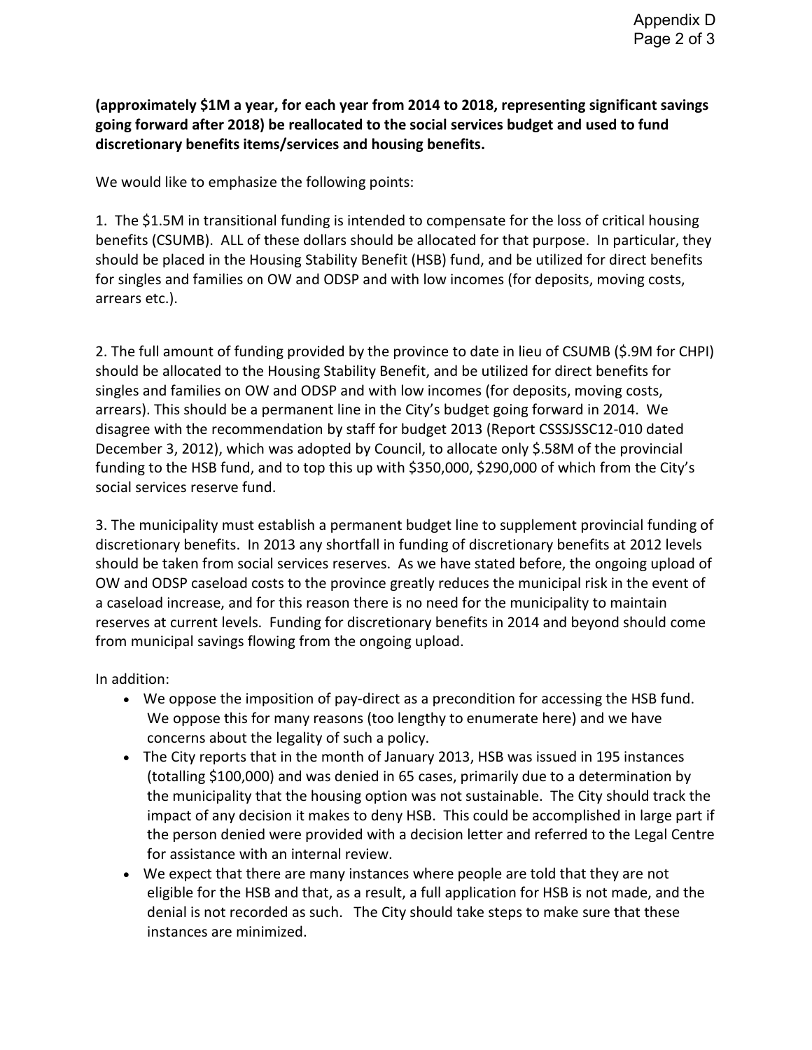**(approximately $1M a year, for each year from 2014 to 2018, representing significant savings going forward after 2018) be reallocated to the social services budget and used to fund discretionary benefits items/services and housing benefits.**

We would like to emphasize the following points:

1. The $1.5M in transitional funding is intended to compensate for the loss of critical housing benefits (CSUMB). ALL of these dollars should be allocated for that purpose. In particular, they should be placed in the Housing Stability Benefit (HSB) fund, and be utilized for direct benefits for singles and families on OW and ODSP and with low incomes (for deposits, moving costs, arrears etc.).

2. The full amount of funding provided by the province to date in lieu of CSUMB ($.9M for CHPI) should be allocated to the Housing Stability Benefit, and be utilized for direct benefits for singles and families on OW and ODSP and with low incomes (for deposits, moving costs, arrears). This should be a permanent line in the City's budget going forward in 2014. We disagree with the recommendation by staff for budget 2013 (Report CSSSJSSC12-010 dated December 3, 2012), which was adopted by Council, to allocate only $.58M of the provincial funding to the HSB fund, and to top this up with $350,000, $290,000 of which from the City's social services reserve fund.

3. The municipality must establish a permanent budget line to supplement provincial funding of discretionary benefits. In 2013 any shortfall in funding of discretionary benefits at 2012 levels should be taken from social services reserves. As we have stated before, the ongoing upload of OW and ODSP caseload costs to the province greatly reduces the municipal risk in the event of a caseload increase, and for this reason there is no need for the municipality to maintain reserves at current levels. Funding for discretionary benefits in 2014 and beyond should come from municipal savings flowing from the ongoing upload.

In addition:

- We oppose the imposition of pay-direct as a precondition for accessing the HSB fund. We oppose this for many reasons (too lengthy to enumerate here) and we have concerns about the legality of such a policy.
- The City reports that in the month of January 2013, HSB was issued in 195 instances (totalling $100,000) and was denied in 65 cases, primarily due to a determination by the municipality that the housing option was not sustainable. The City should track the impact of any decision it makes to deny HSB. This could be accomplished in large part if the person denied were provided with a decision letter and referred to the Legal Centre for assistance with an internal review.
- We expect that there are many instances where people are told that they are not eligible for the HSB and that, as a result, a full application for HSB is not made, and the denial is not recorded as such. The City should take steps to make sure that these instances are minimized.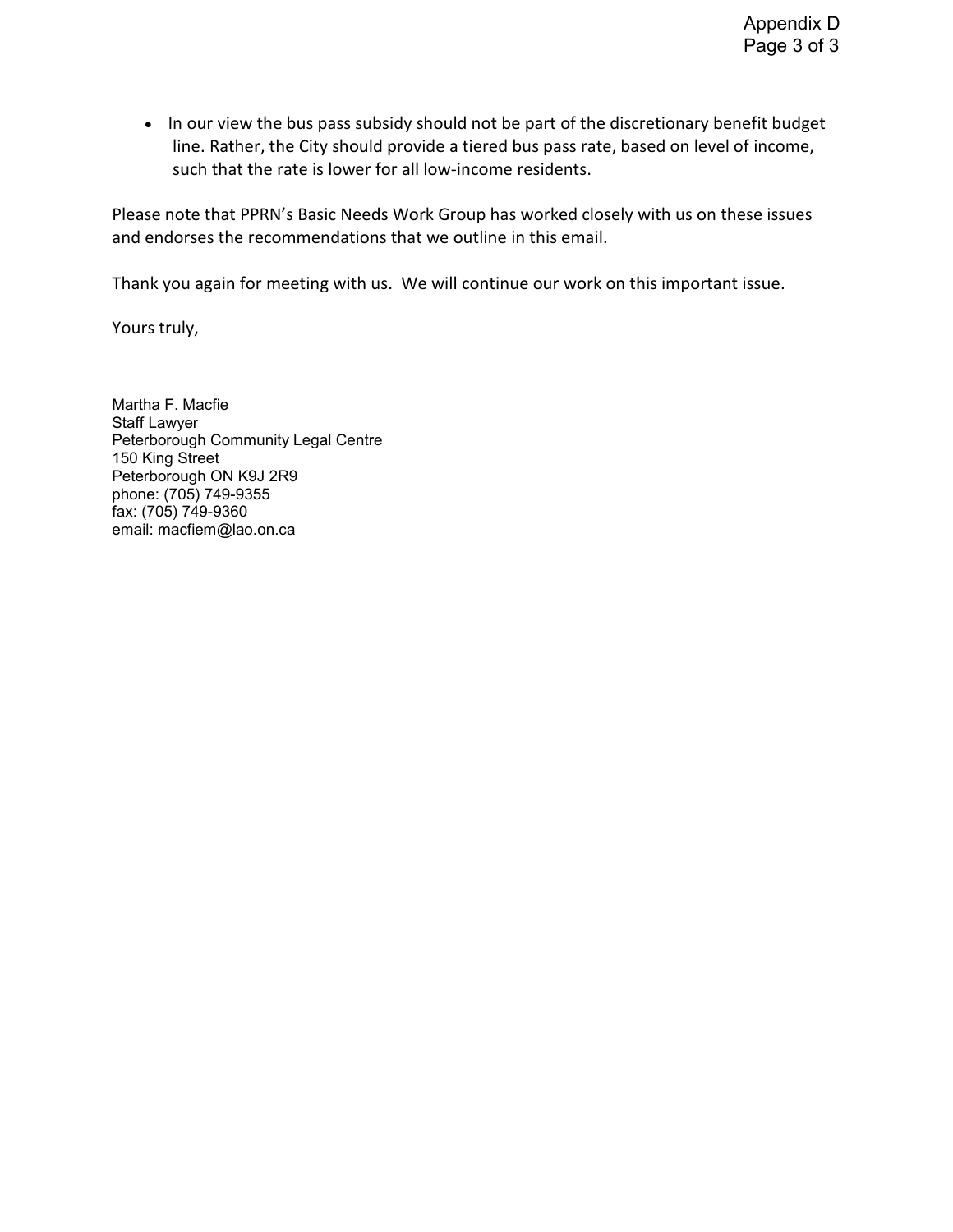- In our view the bus pass subsidy should not be part of the discretionary benefit budget line. Rather, the City should provide a tiered bus pass rate, based on level of income, such that the rate is lower for all low-income residents.

Please note that PPRN's Basic Needs Work Group has worked closely with us on these issues and endorses the recommendations that we outline in this email.

Thank you again for meeting with us. We will continue our work on this important issue.

Yours truly,

Martha F. Macfie
Staff Lawyer
Peterborough Community Legal Centre
150 King Street
Peterborough ON K9J 2R9
phone: (705) 749-9355
fax: (705) 749-9360
email: macfiem@lao.on.ca